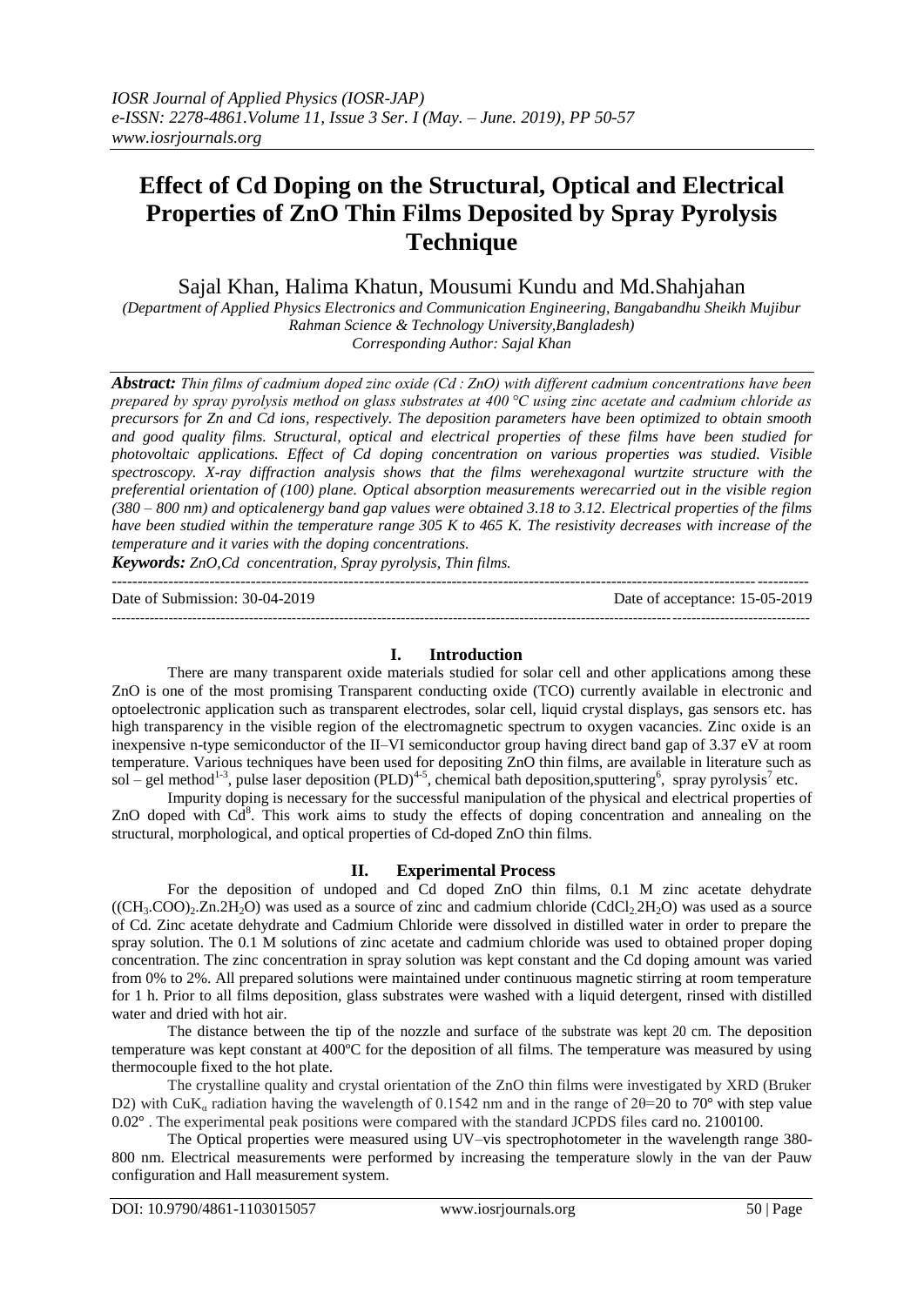# Effect of Cd Doping on the Structural, Optical and Electrical Properties of ZnO Thin Films Deposited by Spray Pyrolysis Technique

Sajal Khan, Halima Khatun, Mousumi Kundu and Md.Shahjahan

*(Department of Applied Physics Electronics and Communication Engineering, Bangabandhu Sheikh Mujibur Rahman Science & Technology University,Bangladesh)*
*Corresponding Author: Sajal Khan*

***Abstract:*** *Thin films of cadmium doped zinc oxide (Cd : ZnO) with different cadmium concentrations have been prepared by spray pyrolysis method on glass substrates at 400 °C using zinc acetate and cadmium chloride as precursors for Zn and Cd ions, respectively. The deposition parameters have been optimized to obtain smooth and good quality films. Structural, optical and electrical properties of these films have been studied for photovoltaic applications. Effect of Cd doping concentration on various properties was studied. Visible spectroscopy. X-ray diffraction analysis shows that the films werehexagonal wurtzite structure with the preferential orientation of (100) plane. Optical absorption measurements werecarried out in the visible region (380 – 800 nm) and opticalenergy band gap values were obtained 3.18 to 3.12. Electrical properties of the films have been studied within the temperature range 305 K to 465 K. The resistivity decreases with increase of the temperature and it varies with the doping concentrations.*

***Keywords:*** *ZnO,Cd concentration, Spray pyrolysis, Thin films.*

Date of Submission: 30-04-2019 Date of acceptance: 15-05-2019

## I. Introduction

There are many transparent oxide materials studied for solar cell and other applications among these ZnO is one of the most promising Transparent conducting oxide (TCO) currently available in electronic and optoelectronic application such as transparent electrodes, solar cell, liquid crystal displays, gas sensors etc. has high transparency in the visible region of the electromagnetic spectrum to oxygen vacancies. Zinc oxide is an inexpensive n-type semiconductor of the II–VI semiconductor group having direct band gap of 3.37 eV at room temperature. Various techniques have been used for depositing ZnO thin films, are available in literature such as sol – gel method[1-3], pulse laser deposition (PLD)[4-5], chemical bath deposition,sputtering[6], spray pyrolysis[7] etc.

Impurity doping is necessary for the successful manipulation of the physical and electrical properties of ZnO doped with Cd[8]. This work aims to study the effects of doping concentration and annealing on the structural, morphological, and optical properties of Cd-doped ZnO thin films.

## II. Experimental Process

For the deposition of undoped and Cd doped ZnO thin films, 0.1 M zinc acetate dehydrate ($(CH_3.COO)_2.Zn.2H_2O$) was used as a source of zinc and cadmium chloride ($CdCl_2.2H_2O$) was used as a source of Cd. Zinc acetate dehydrate and Cadmium Chloride were dissolved in distilled water in order to prepare the spray solution. The 0.1 M solutions of zinc acetate and cadmium chloride was used to obtained proper doping concentration. The zinc concentration in spray solution was kept constant and the Cd doping amount was varied from 0% to 2%. All prepared solutions were maintained under continuous magnetic stirring at room temperature for 1 h. Prior to all films deposition, glass substrates were washed with a liquid detergent, rinsed with distilled water and dried with hot air.

The distance between the tip of the nozzle and surface of the substrate was kept 20 cm. The deposition temperature was kept constant at 400ºC for the deposition of all films. The temperature was measured by using thermocouple fixed to the hot plate.

The crystalline quality and crystal orientation of the ZnO thin films were investigated by XRD (Bruker D2) with $CuK_\alpha$ radiation having the wavelength of 0.1542 nm and in the range of $2\theta$=20 to 70° with step value 0.02° . The experimental peak positions were compared with the standard JCPDS files card no. 2100100.

The Optical properties were measured using UV–vis spectrophotometer in the wavelength range 380-800 nm. Electrical measurements were performed by increasing the temperature slowly in the van der Pauw configuration and Hall measurement system.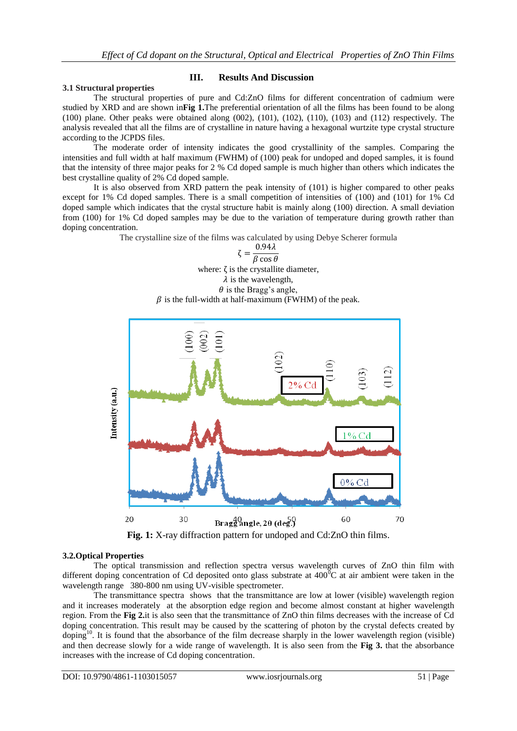# III. Results And Discussion

### 3.1 Structural properties

The structural properties of pure and Cd:ZnO films for different concentration of cadmium were studied by XRD and are shown in**Fig 1.**The preferential orientation of all the films has been found to be along (100) plane. Other peaks were obtained along (002), (101), (102), (110), (103) and (112) respectively. The analysis revealed that all the films are of crystalline in nature having a hexagonal wurtzite type crystal structure according to the JCPDS files.

The moderate order of intensity indicates the good crystallinity of the samples. Comparing the intensities and full width at half maximum (FWHM) of (100) peak for undoped and doped samples, it is found that the intensity of three major peaks for 2 % Cd doped sample is much higher than others which indicates the best crystalline quality of 2% Cd doped sample.

It is also observed from XRD pattern the peak intensity of (101) is higher compared to other peaks except for 1% Cd doped samples. There is a small competition of intensities of (100) and (101) for 1% Cd doped sample which indicates that the crystal structure habit is mainly along (100) direction. A small deviation from (100) for 1% Cd doped samples may be due to the variation of temperature during growth rather than doping concentration.

The crystalline size of the films was calculated by using Debye Scherer formula

$$\zeta = \frac{0.94\lambda}{\beta \cos\theta}$$

where: $\zeta$ is the crystallite diameter,
$\lambda$ is the wavelength,
$\theta$ is the Bragg's angle,
$\beta$ is the full-width at half-maximum (FWHM) of the peak.

(100) (002) (101) (102) (110) (103) (112)

2% Cd

1% Cd

0% Cd

Intensity (a.u.)

20 30 40 50 60 70

Bragg angle, 2θ (deg.)

**Fig. 1:** X-ray diffraction pattern for undoped and Cd:ZnO thin films.

### 3.2.Optical Properties

The optical transmission and reflection spectra versus wavelength curves of ZnO thin film with different doping concentration of Cd deposited onto glass substrate at $400^0$C at air ambient were taken in the wavelength range 380-800 nm using UV-visible spectrometer.

The transmittance spectra shows that the transmittance are low at lower (visible) wavelength region and it increases moderately at the absorption edge region and become almost constant at higher wavelength region. From the **Fig 2.**it is also seen that the transmittance of ZnO thin films decreases with the increase of Cd doping concentration. This result may be caused by the scattering of photon by the crystal defects created by doping[10]. It is found that the absorbance of the film decrease sharply in the lower wavelength region (visible) and then decrease slowly for a wide range of wavelength. It is also seen from the **Fig 3.** that the absorbance increases with the increase of Cd doping concentration.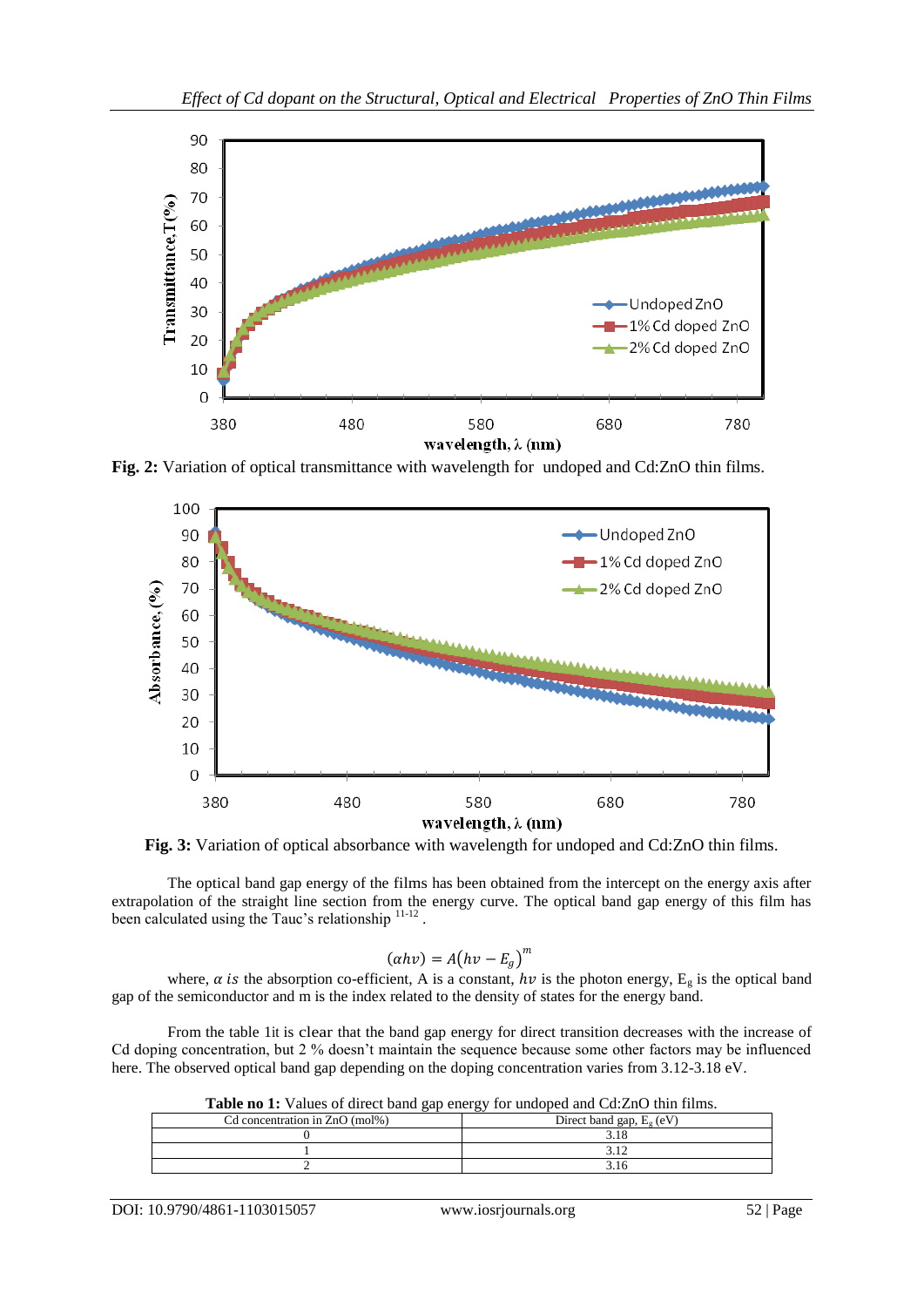90
80
70
60
50
40
30
20
10
0
Transmittance, T(%)
380
480
580
680
780
wavelength, λ (nm)
Undoped ZnO
1% Cd doped ZnO
2% Cd doped ZnO

**Fig. 2:** Variation of optical transmittance with wavelength for undoped and Cd:ZnO thin films.

100
90
80
70
60
50
40
30
20
10
0
Absorbance, (%)
380
480
580
680
780
wavelength, λ (nm)
Undoped ZnO
1% Cd doped ZnO
2% Cd doped ZnO

**Fig. 3:** Variation of optical absorbance with wavelength for undoped and Cd:ZnO thin films.

The optical band gap energy of the films has been obtained from the intercept on the energy axis after extrapolation of the straight line section from the energy curve. The optical band gap energy of this film has been calculated using the Tauc's relationship [11-12].

$$(\alpha h\nu) = A\left(h\nu - E_g\right)^m$$

where, $\alpha$ *is* the absorption co-efficient, A is a constant, $h\nu$ is the photon energy, $E_g$ is the optical band gap of the semiconductor and m is the index related to the density of states for the energy band.

From the table 1it is clear that the band gap energy for direct transition decreases with the increase of Cd doping concentration, but 2 % doesn't maintain the sequence because some other factors may be influenced here. The observed optical band gap depending on the doping concentration varies from 3.12-3.18 eV.

**Table no 1:** Values of direct band gap energy for undoped and Cd:ZnO thin films.

| Cd concentration in ZnO (mol%) | Direct band gap, $E_g$ (eV) |
|---|---|
| 0 | 3.18 |
| 1 | 3.12 |
| 2 | 3.16 |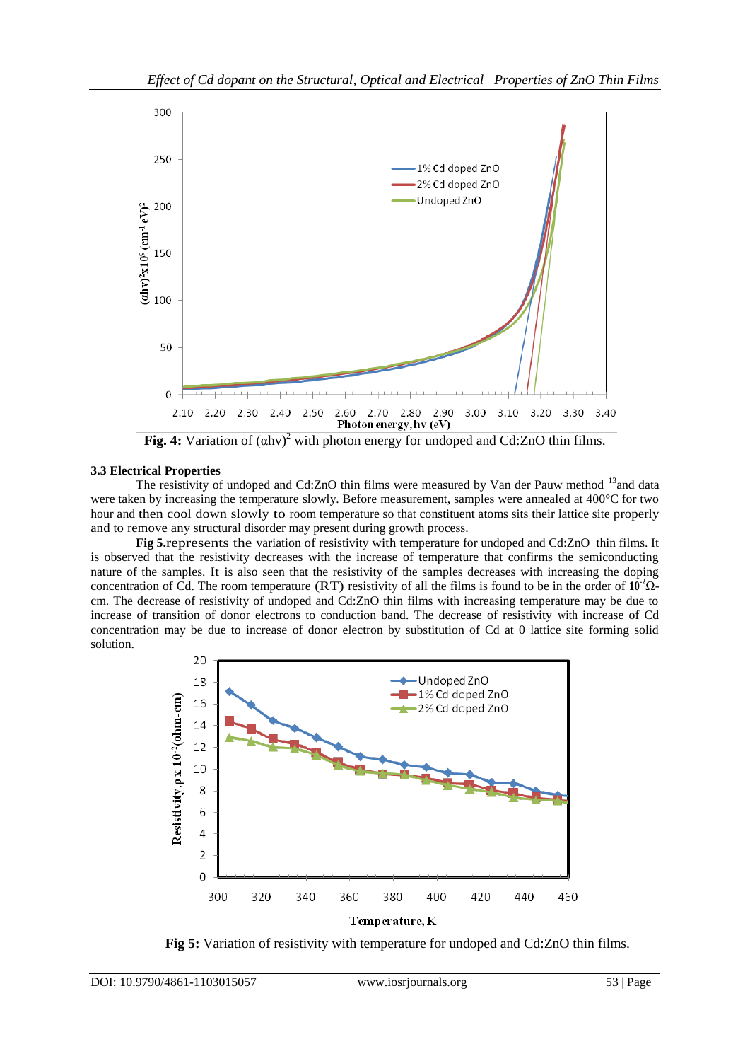300
250
200
150
100
50
0

$(\alpha h\nu)^2 x10^9 (cm^{-1} eV)^2$

2.10 2.20 2.30 2.40 2.50 2.60 2.70 2.80 2.90 3.00 3.10 3.20 3.30 3.40

Photon energy, hν (eV)

1% Cd doped ZnO
2% Cd doped ZnO
Undoped ZnO

**Fig. 4:** Variation of $(\alpha h\nu)^2$ with photon energy for undoped and Cd:ZnO thin films.

### 3.3 Electrical Properties

The resistivity of undoped and Cd:ZnO thin films were measured by Van der Pauw method [13] and data were taken by increasing the temperature slowly. Before measurement, samples were annealed at 400°C for two hour and then cool down slowly to room temperature so that constituent atoms sits their lattice site properly and to remove any structural disorder may present during growth process.

**Fig 5.** represents the variation of resistivity with temperature for undoped and Cd:ZnO thin films. It is observed that the resistivity decreases with the increase of temperature that confirms the semiconducting nature of the samples. It is also seen that the resistivity of the samples decreases with increasing the doping concentration of Cd. The room temperature (RT) resistivity of all the films is found to be in the order of $10^{-2}$Ω-cm. The decrease of resistivity of undoped and Cd:ZnO thin films with increasing temperature may be due to increase of transition of donor electrons to conduction band. The decrease of resistivity with increase of Cd concentration may be due to increase of donor electron by substitution of Cd at 0 lattice site forming solid solution.

20
18
16
14
12
10
8
6
4
2
0

Resistivity, $\rho$ x $10^{-2}$(ohm-cm)

300 320 340 360 380 400 420 440 460

Temperature, K

Undoped ZnO
1% Cd doped ZnO
2% Cd doped ZnO

**Fig 5:** Variation of resistivity with temperature for undoped and Cd:ZnO thin films.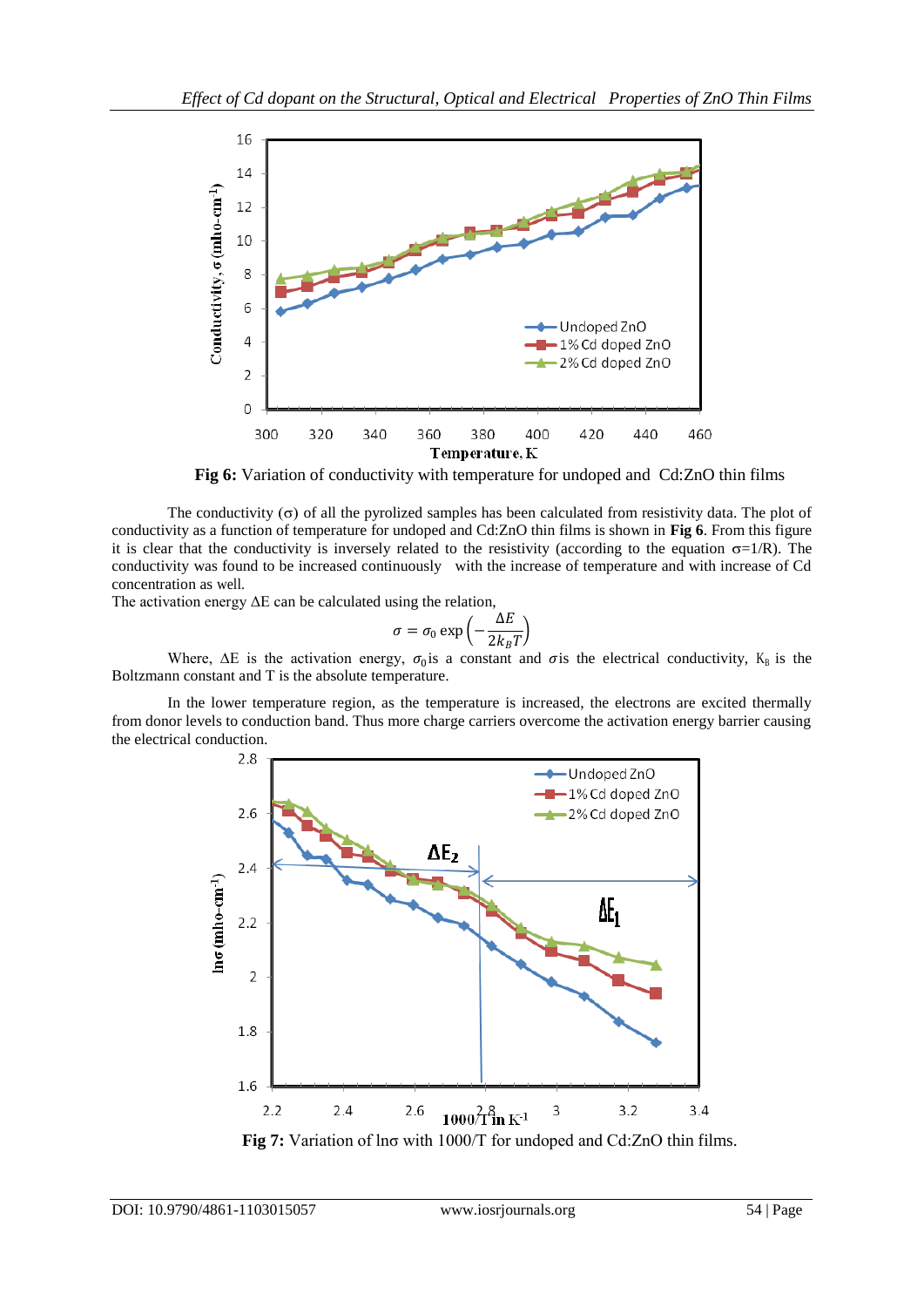16
14
12
10
8
6
4
2
0

300 320 340 360 380 400 420 440 460

Conductivity, σ (mho-cm$^{-1}$)

Temperature, K

Undoped ZnO
1% Cd doped ZnO
2% Cd doped ZnO

**Fig 6:** Variation of conductivity with temperature for undoped and Cd:ZnO thin films

The conductivity (σ) of all the pyrolized samples has been calculated from resistivity data. The plot of conductivity as a function of temperature for undoped and Cd:ZnO thin films is shown in **Fig 6**. From this figure it is clear that the conductivity is inversely related to the resistivity (according to the equation σ=1/R). The conductivity was found to be increased continuously with the increase of temperature and with increase of Cd concentration as well.

The activation energy ΔE can be calculated using the relation,

$$\sigma = \sigma_0 \exp\left(-\frac{\Delta E}{2k_B T}\right)$$

Where, ΔE is the activation energy, $\sigma_0$ is a constant and $\sigma$ is the electrical conductivity, $K_B$ is the Boltzmann constant and T is the absolute temperature.

In the lower temperature region, as the temperature is increased, the electrons are excited thermally from donor levels to conduction band. Thus more charge carriers overcome the activation energy barrier causing the electrical conduction.

2.8
2.6
2.4
2.2
2
1.8
1.6

2.2 2.4 2.6 2.8 3 3.2 3.4

lnσ (mho-cm$^{-1}$)

1000/T in K$^{-1}$

$\Delta E_2$

$\Delta E_1$

Undoped ZnO
1% Cd doped ZnO
2% Cd doped ZnO

**Fig 7:** Variation of lnσ with 1000/T for undoped and Cd:ZnO thin films.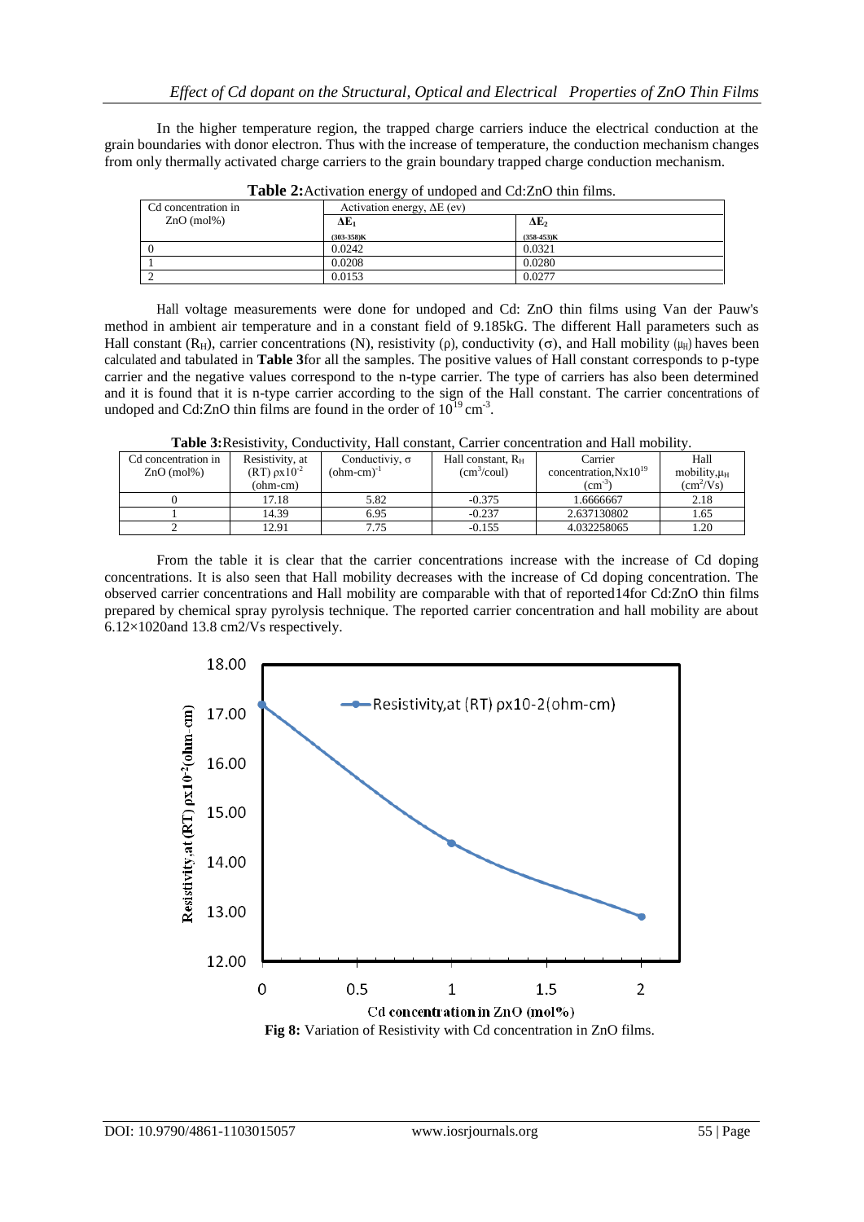In the higher temperature region, the trapped charge carriers induce the electrical conduction at the grain boundaries with donor electron. Thus with the increase of temperature, the conduction mechanism changes from only thermally activated charge carriers to the grain boundary trapped charge conduction mechanism.

**Table 2:**Activation energy of undoped and Cd:ZnO thin films.

| Cd concentration in ZnO (mol%) | Activation energy, ΔE (ev) | |
|---|---|---|
| | $\Delta E_1$ (303-358)K | $\Delta E_2$ (358-453)K |
| 0 | 0.0242 | 0.0321 |
| 1 | 0.0208 | 0.0280 |
| 2 | 0.0153 | 0.0277 |

Hall voltage measurements were done for undoped and Cd: ZnO thin films using Van der Pauw's method in ambient air temperature and in a constant field of 9.185kG. The different Hall parameters such as Hall constant ($R_H$), carrier concentrations (N), resistivity (ρ), conductivity (σ), and Hall mobility ($\mu_H$) haves been calculated and tabulated in **Table 3**for all the samples. The positive values of Hall constant corresponds to p-type carrier and the negative values correspond to the n-type carrier. The type of carriers has also been determined and it is found that it is n-type carrier according to the sign of the Hall constant. The carrier concentrations of undoped and Cd:ZnO thin films are found in the order of $10^{19}$ $cm^{-3}$.

**Table 3:**Resistivity, Conductivity, Hall constant, Carrier concentration and Hall mobility.

| Cd concentration in ZnO (mol%) | Resistivity, at (RT) $\rho x10^{-2}$ (ohm-cm) | Conductiviy, σ $(ohm\text{-}cm)^{-1}$ | Hall constant, $R_H$ $(cm^3/coul)$ | Carrier concentration,$Nx10^{19}$ $(cm^{-3})$ | Hall mobility,$\mu_H$ $(cm^2/Vs)$ |
|---|---|---|---|---|---|
| 0 | 17.18 | 5.82 | -0.375 | 1.6666667 | 2.18 |
| 1 | 14.39 | 6.95 | -0.237 | 2.637130802 | 1.65 |
| 2 | 12.91 | 7.75 | -0.155 | 4.032258065 | 1.20 |

From the table it is clear that the carrier concentrations increase with the increase of Cd doping concentrations. It is also seen that Hall mobility decreases with the increase of Cd doping concentration. The observed carrier concentrations and Hall mobility are comparable with that of reported14for Cd:ZnO thin films prepared by chemical spray pyrolysis technique. The reported carrier concentration and hall mobility are about 6.12×1020and 13.8 cm2/Vs respectively.

Resistivity,at (RT) ρx10-2(ohm-cm)

Resistivity,at (RT) $\rho x10^{-2}$(ohm-cm)

18.00
17.00
16.00
15.00
14.00
13.00
12.00

0
0.5
1
1.5
2

Cd concentration in ZnO (mol%)

**Fig 8:** Variation of Resistivity with Cd concentration in ZnO films.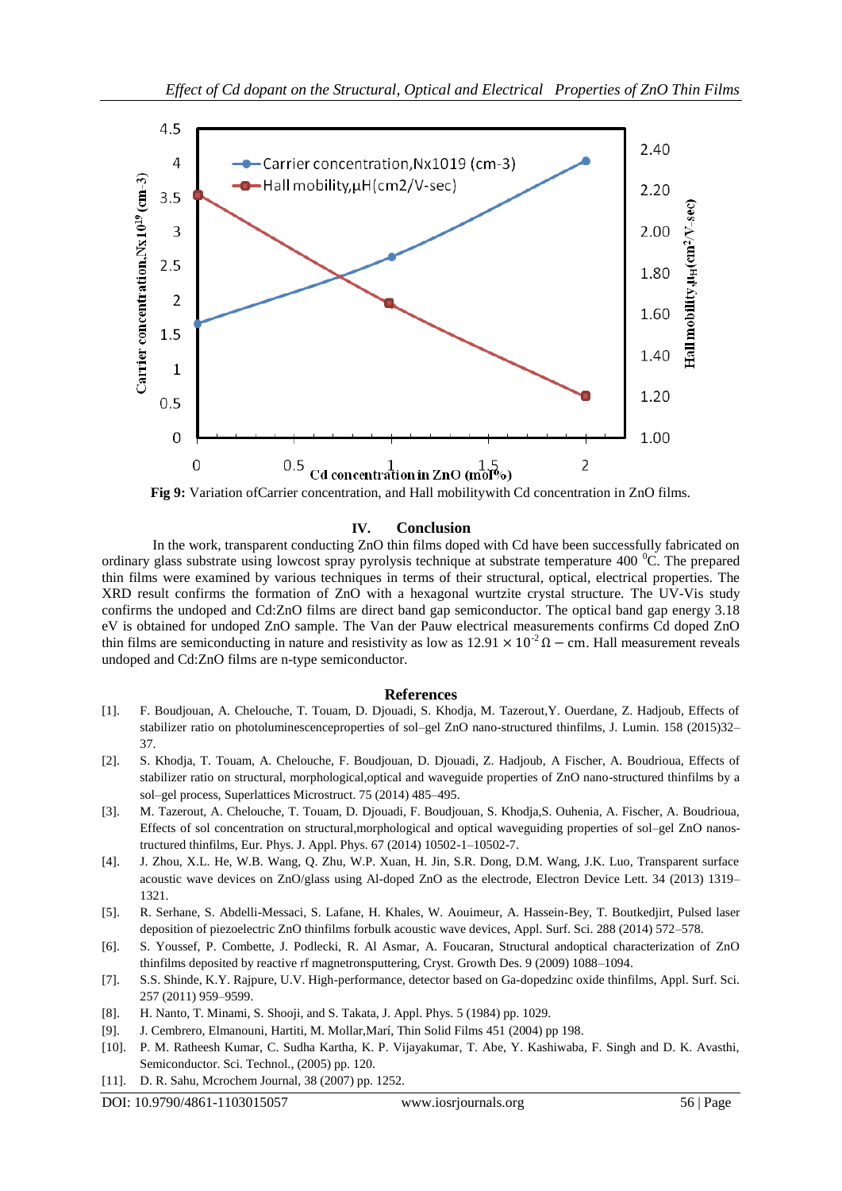4.5

4

3.5

3

2.5

2

1.5

1

0.5

0

2.40

2.20

2.00

1.80

1.60

1.40

1.20

1.00

Carrier concentration, Nx1019 (cm-3)

Hall mobility, μH(cm2/V-sec)

Carrier concentration, Nx10[19] (cm-3)

Hall mobility, $\mu_H$(cm[2]/V-sec)

0 0.5 1 1.5 2

Cd concentration in ZnO (mol%)

**Fig 9:** Variation ofCarrier concentration, and Hall mobilitywith Cd concentration in ZnO films.

## IV. Conclusion

In the work, transparent conducting ZnO thin films doped with Cd have been successfully fabricated on ordinary glass substrate using lowcost spray pyrolysis technique at substrate temperature 400 $^0$C. The prepared thin films were examined by various techniques in terms of their structural, optical, electrical properties. The XRD result confirms the formation of ZnO with a hexagonal wurtzite crystal structure. The UV-Vis study confirms the undoped and Cd:ZnO films are direct band gap semiconductor. The optical band gap energy 3.18 eV is obtained for undoped ZnO sample. The Van der Pauw electrical measurements confirms Cd doped ZnO thin films are semiconducting in nature and resistivity as low as $12.91 \times 10^{-2}\,\Omega - \text{cm}$. Hall measurement reveals undoped and Cd:ZnO films are n-type semiconductor.

## References

[1]. F. Boudjouan, A. Chelouche, T. Touam, D. Djouadi, S. Khodja, M. Tazerout,Y. Ouerdane, Z. Hadjoub, Effects of stabilizer ratio on photoluminescenceproperties of sol–gel ZnO nano-structured thinfilms, J. Lumin. 158 (2015)32–37.

[2]. S. Khodja, T. Touam, A. Chelouche, F. Boudjouan, D. Djouadi, Z. Hadjoub, A Fischer, A. Boudrioua, Effects of stabilizer ratio on structural, morphological,optical and waveguide properties of ZnO nano-structured thinfilms by a sol–gel process, Superlattices Microstruct. 75 (2014) 485–495.

[3]. M. Tazerout, A. Chelouche, T. Touam, D. Djouadi, F. Boudjouan, S. Khodja,S. Ouhenia, A. Fischer, A. Boudrioua, Effects of sol concentration on structural,morphological and optical waveguiding properties of sol–gel ZnO nanostructured thinfilms, Eur. Phys. J. Appl. Phys. 67 (2014) 10502-1–10502-7.

[4]. J. Zhou, X.L. He, W.B. Wang, Q. Zhu, W.P. Xuan, H. Jin, S.R. Dong, D.M. Wang, J.K. Luo, Transparent surface acoustic wave devices on ZnO/glass using Al-doped ZnO as the electrode, Electron Device Lett. 34 (2013) 1319–1321.

[5]. R. Serhane, S. Abdelli-Messaci, S. Lafane, H. Khales, W. Aouimeur, A. Hassein-Bey, T. Boutkedjirt, Pulsed laser deposition of piezoelectric ZnO thinfilms forbulk acoustic wave devices, Appl. Surf. Sci. 288 (2014) 572–578.

[6]. S. Youssef, P. Combette, J. Podlecki, R. Al Asmar, A. Foucaran, Structural andoptical characterization of ZnO thinfilms deposited by reactive rf magnetronsputtering, Cryst. Growth Des. 9 (2009) 1088–1094.

[7]. S.S. Shinde, K.Y. Rajpure, U.V. High-performance, detector based on Ga-dopedzinc oxide thinfilms, Appl. Surf. Sci. 257 (2011) 959–9599.

[8]. H. Nanto, T. Minami, S. Shooji, and S. Takata, J. Appl. Phys. 5 (1984) pp. 1029.

[9]. J. Cembrero, Elmanouni, Hartiti, M. Mollar,Marí, Thin Solid Films 451 (2004) pp 198.

[10]. P. M. Ratheesh Kumar, C. Sudha Kartha, K. P. Vijayakumar, T. Abe, Y. Kashiwaba, F. Singh and D. K. Avasthi, Semiconductor. Sci. Technol., (2005) pp. 120.

[11]. D. R. Sahu, Mcrochem Journal, 38 (2007) pp. 1252.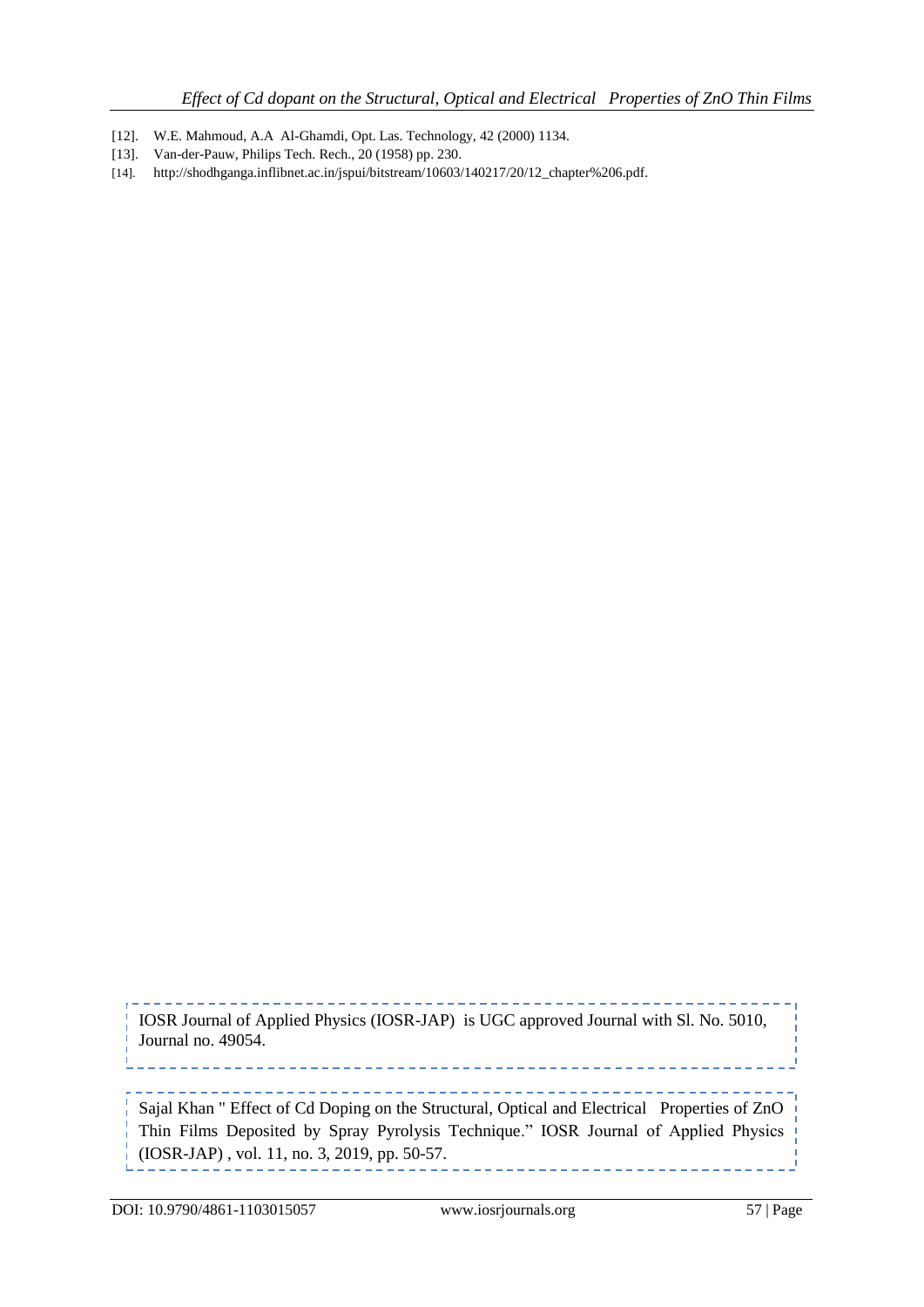[12]. W.E. Mahmoud, A.A Al-Ghamdi, Opt. Las. Technology, 42 (2000) 1134.

[13]. Van-der-Pauw, Philips Tech. Rech., 20 (1958) pp. 230.

[14]. http://shodhganga.inflibnet.ac.in/jspui/bitstream/10603/140217/20/12_chapter%206.pdf.

IOSR Journal of Applied Physics (IOSR-JAP) is UGC approved Journal with Sl. No. 5010, Journal no. 49054.

Sajal Khan " Effect of Cd Doping on the Structural, Optical and Electrical Properties of ZnO Thin Films Deposited by Spray Pyrolysis Technique." IOSR Journal of Applied Physics (IOSR-JAP) , vol. 11, no. 3, 2019, pp. 50-57.